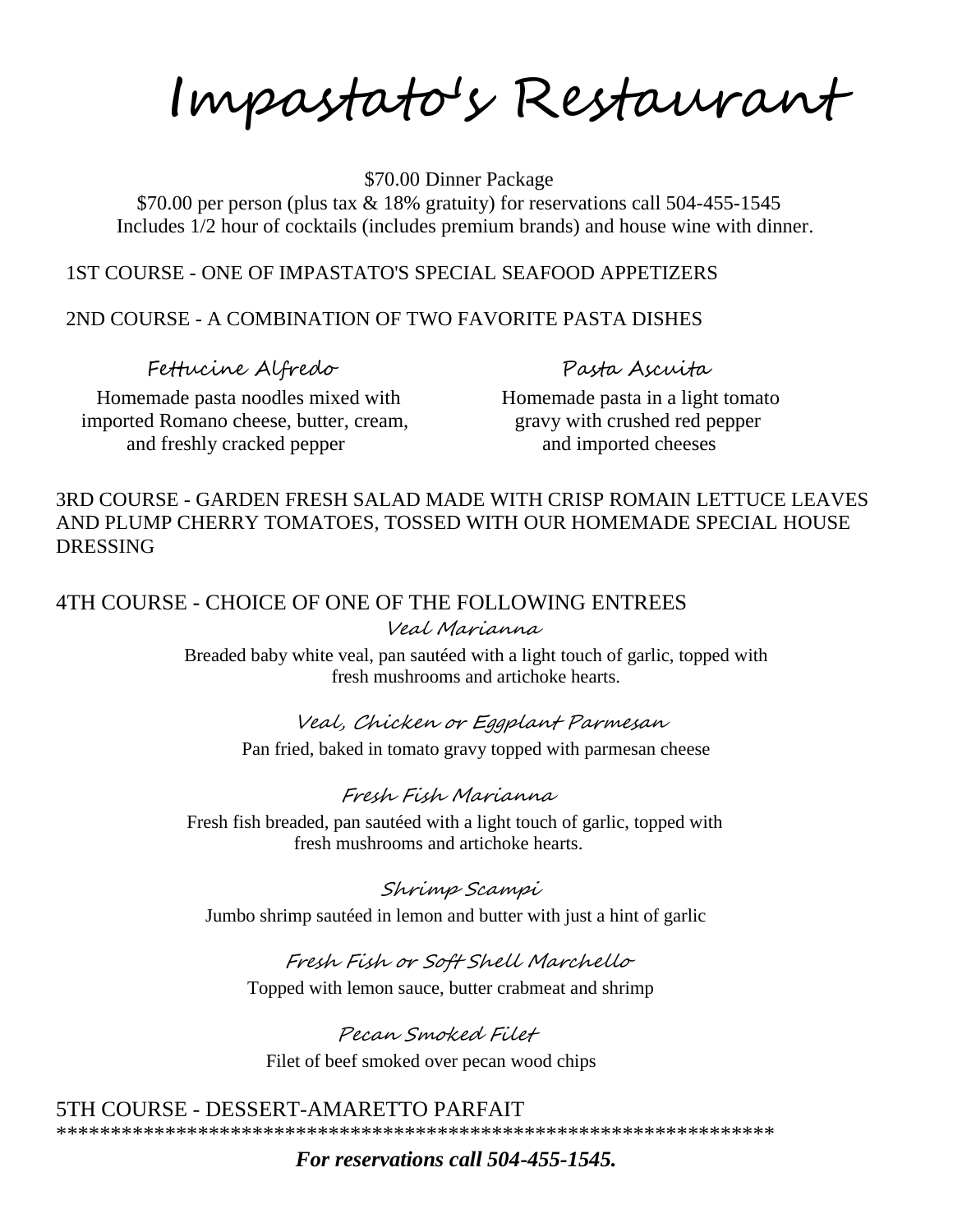# Impastato's Restaurant

$70.00 Dinner Package

$70.00 per person (plus tax & 18% gratuity) for reservations call 504-455-1545

Includes 1/2 hour of cocktails (includes premium brands) and house wine with dinner.

1ST COURSE - ONE OF IMPASTATO'S SPECIAL SEAFOOD APPETIZERS

2ND COURSE - A COMBINATION OF TWO FAVORITE PASTA DISHES

*Fettucine Alfredo*

Homemade pasta noodles mixed with imported Romano cheese, butter, cream, and freshly cracked pepper

*Pasta Ascuita*

Homemade pasta in a light tomato gravy with crushed red pepper and imported cheeses

3RD COURSE - GARDEN FRESH SALAD MADE WITH CRISP ROMAIN LETTUCE LEAVES AND PLUMP CHERRY TOMATOES, TOSSED WITH OUR HOMEMADE SPECIAL HOUSE DRESSING

4TH COURSE - CHOICE OF ONE OF THE FOLLOWING ENTREES

*Veal Marianna*

Breaded baby white veal, pan sautéed with a light touch of garlic, topped with fresh mushrooms and artichoke hearts.

*Veal, Chicken or Eggplant Parmesan*

Pan fried, baked in tomato gravy topped with parmesan cheese

*Fresh Fish Marianna*

Fresh fish breaded, pan sautéed with a light touch of garlic, topped with fresh mushrooms and artichoke hearts.

*Shrimp Scampi*

Jumbo shrimp sautéed in lemon and butter with just a hint of garlic

*Fresh Fish or Soft Shell Marchello*

Topped with lemon sauce, butter crabmeat and shrimp

*Pecan Smoked Filet*

Filet of beef smoked over pecan wood chips

5TH COURSE - DESSERT-AMARETTO PARFAIT

*****************************************************************

***For reservations call 504-455-1545.***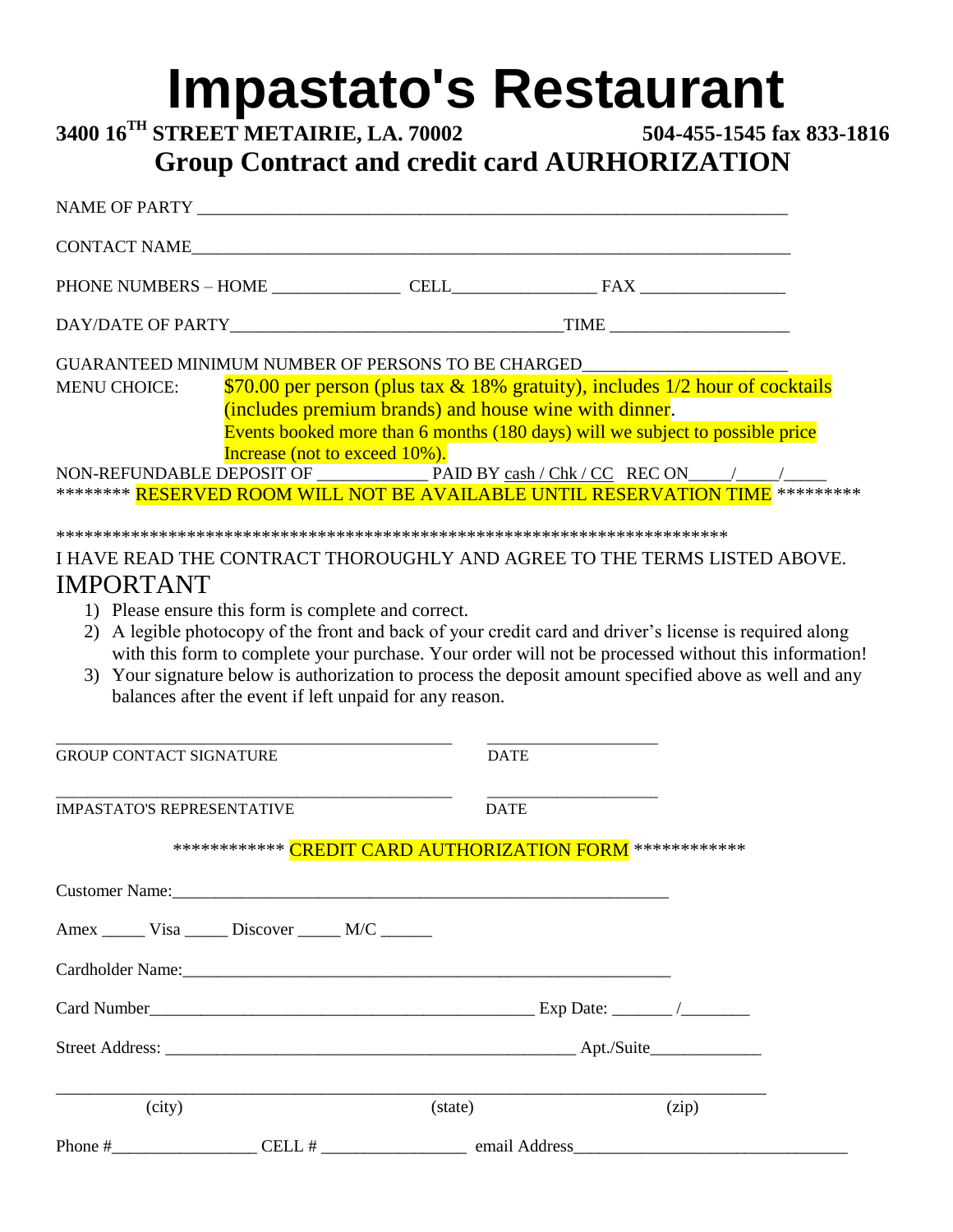# Impastato's Restaurant

**3400 16TH STREET METAIRIE, LA. 70002 504-455-1545 fax 833-1816**

## Group Contract and credit card AURHORIZATION

NAME OF PARTY ____________________________________________________________________

CONTACT NAME____________________________________________________________________

PHONE NUMBERS – HOME ______________ CELL________________ FAX ________________

DAY/DATE OF PARTY______________________________________TIME ____________________

GUARANTEED MINIMUM NUMBER OF PERSONS TO BE CHARGED_______________________

MENU CHOICE: $70.00 per person (plus tax & 18% gratuity), includes 1/2 hour of cocktails (includes premium brands) and house wine with dinner.
Events booked more than 6 months (180 days) will we subject to possible price Increase (not to exceed 10%).

NON-REFUNDABLE DEPOSIT OF ____________ PAID BY cash / Chk / CC REC ON_____/_____/_____

******** RESERVED ROOM WILL NOT BE AVAILABLE UNTIL RESERVATION TIME *********

**************************************************************************

I HAVE READ THE CONTRACT THOROUGHLY AND AGREE TO THE TERMS LISTED ABOVE.

## IMPORTANT

1) Please ensure this form is complete and correct.
2) A legible photocopy of the front and back of your credit card and driver's license is required along with this form to complete your purchase. Your order will not be processed without this information!
3) Your signature below is authorization to process the deposit amount specified above as well and any balances after the event if left unpaid for any reason.

_____________________________________________ ____________________
GROUP CONTACT SIGNATURE DATE

_____________________________________________ ____________________
IMPASTATO'S REPRESENTATIVE DATE

************ CREDIT CARD AUTHORIZATION FORM ************

Customer Name:_______________________________________________________________

Amex _____ Visa _____ Discover _____ M/C ______

Cardholder Name:_______________________________________________________________

Card Number____________________________________________ Exp Date: _______ /________

Street Address: _______________________________________________ Apt./Suite_____________

_________________________________________________________________________________
(city) (state) (zip)

Phone #_________________ CELL # _________________ email Address_______________________________